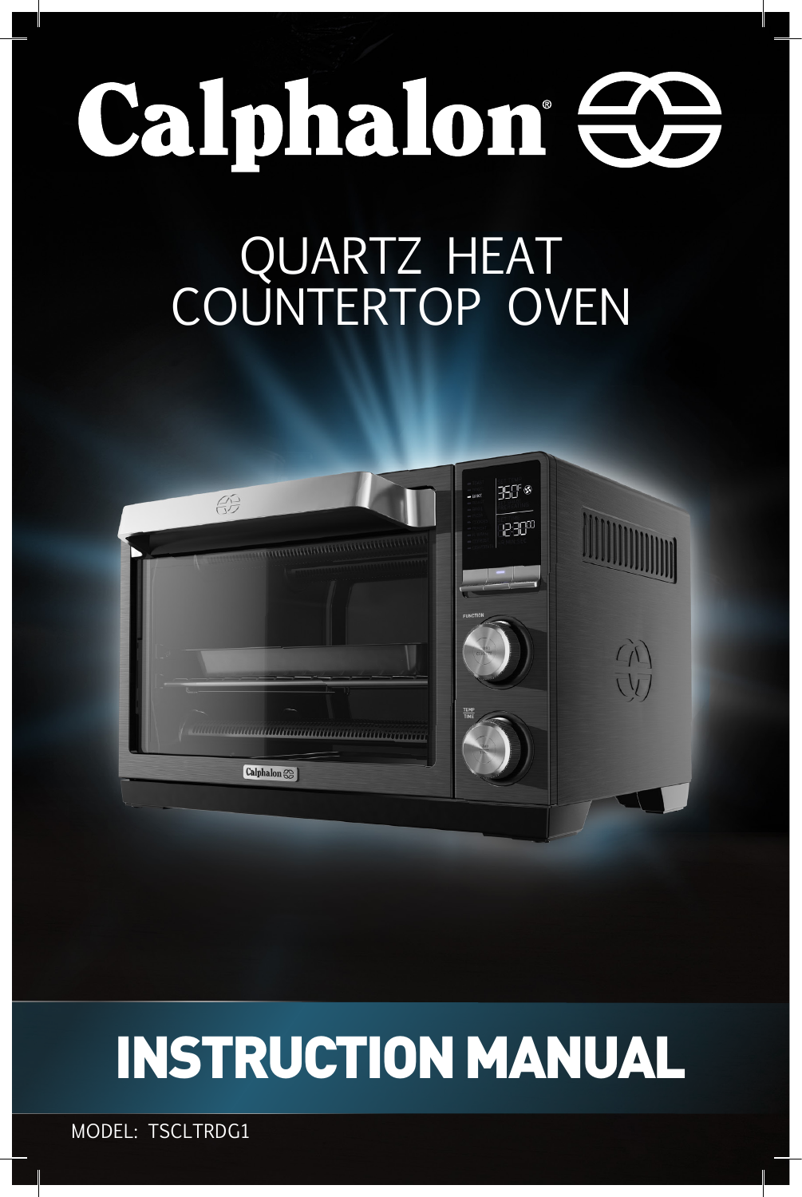# Calphalon®

## QUARTZ HEAT COUNTERTOP OVEN

# INSTRUCTION MANUAL

MODEL: TSCLTRDG1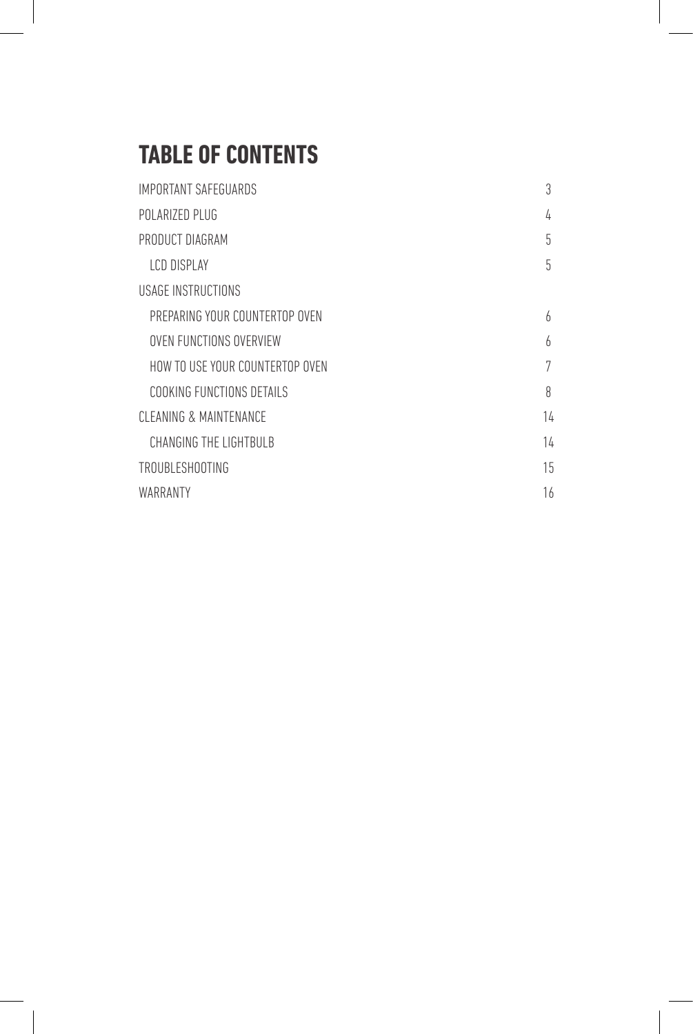# TABLE OF CONTENTS

| | |
|---|---|
| IMPORTANT SAFEGUARDS | 3 |
| POLARIZED PLUG | 4 |
| PRODUCT DIAGRAM | 5 |
| LCD DISPLAY | 5 |
| USAGE INSTRUCTIONS | |
| PREPARING YOUR COUNTERTOP OVEN | 6 |
| OVEN FUNCTIONS OVERVIEW | 6 |
| HOW TO USE YOUR COUNTERTOP OVEN | 7 |
| COOKING FUNCTIONS DETAILS | 8 |
| CLEANING & MAINTENANCE | 14 |
| CHANGING THE LIGHTBULB | 14 |
| TROUBLESHOOTING | 15 |
| WARRANTY | 16 |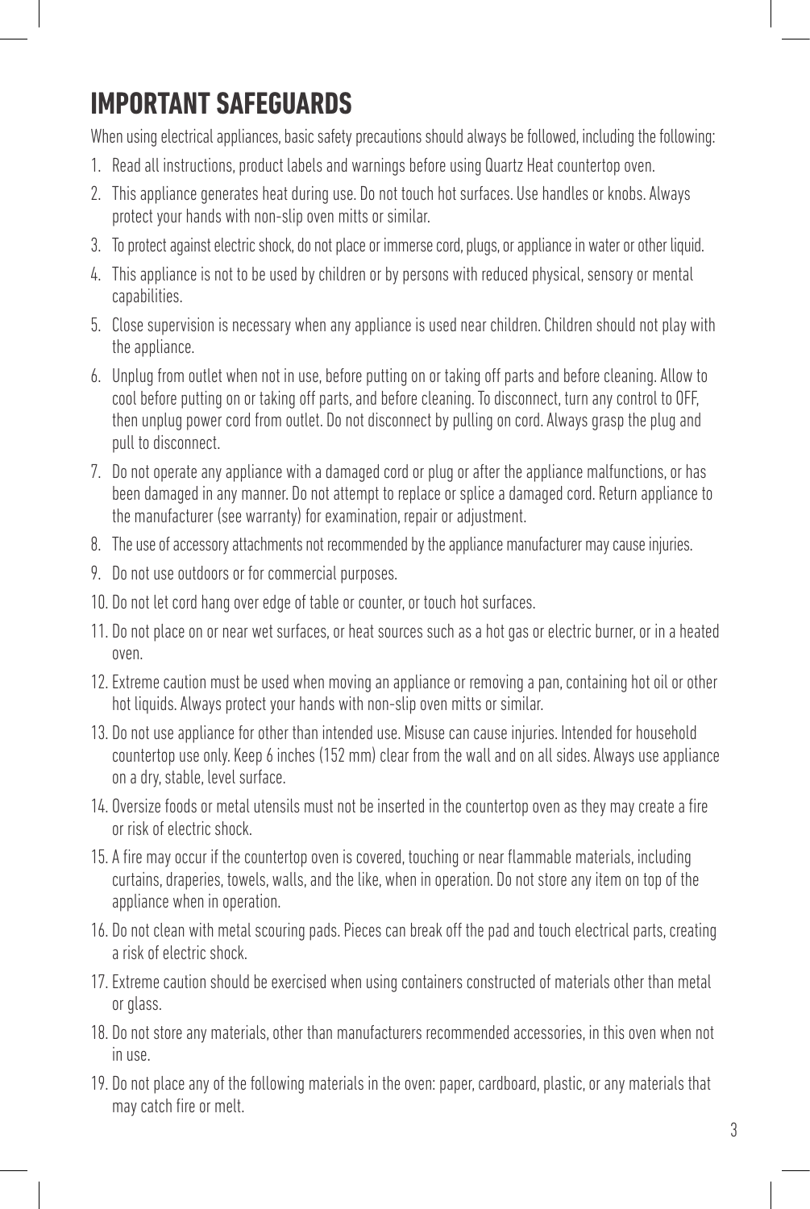# IMPORTANT SAFEGUARDS

When using electrical appliances, basic safety precautions should always be followed, including the following:

1. Read all instructions, product labels and warnings before using Quartz Heat countertop oven.
2. This appliance generates heat during use. Do not touch hot surfaces. Use handles or knobs. Always protect your hands with non-slip oven mitts or similar.
3. To protect against electric shock, do not place or immerse cord, plugs, or appliance in water or other liquid.
4. This appliance is not to be used by children or by persons with reduced physical, sensory or mental capabilities.
5. Close supervision is necessary when any appliance is used near children. Children should not play with the appliance.
6. Unplug from outlet when not in use, before putting on or taking off parts and before cleaning. Allow to cool before putting on or taking off parts, and before cleaning. To disconnect, turn any control to OFF, then unplug power cord from outlet. Do not disconnect by pulling on cord. Always grasp the plug and pull to disconnect.
7. Do not operate any appliance with a damaged cord or plug or after the appliance malfunctions, or has been damaged in any manner. Do not attempt to replace or splice a damaged cord. Return appliance to the manufacturer (see warranty) for examination, repair or adjustment.
8. The use of accessory attachments not recommended by the appliance manufacturer may cause injuries.
9. Do not use outdoors or for commercial purposes.
10. Do not let cord hang over edge of table or counter, or touch hot surfaces.
11. Do not place on or near wet surfaces, or heat sources such as a hot gas or electric burner, or in a heated oven.
12. Extreme caution must be used when moving an appliance or removing a pan, containing hot oil or other hot liquids. Always protect your hands with non-slip oven mitts or similar.
13. Do not use appliance for other than intended use. Misuse can cause injuries. Intended for household countertop use only. Keep 6 inches (152 mm) clear from the wall and on all sides. Always use appliance on a dry, stable, level surface.
14. Oversize foods or metal utensils must not be inserted in the countertop oven as they may create a fire or risk of electric shock.
15. A fire may occur if the countertop oven is covered, touching or near flammable materials, including curtains, draperies, towels, walls, and the like, when in operation. Do not store any item on top of the appliance when in operation.
16. Do not clean with metal scouring pads. Pieces can break off the pad and touch electrical parts, creating a risk of electric shock.
17. Extreme caution should be exercised when using containers constructed of materials other than metal or glass.
18. Do not store any materials, other than manufacturers recommended accessories, in this oven when not in use.
19. Do not place any of the following materials in the oven: paper, cardboard, plastic, or any materials that may catch fire or melt.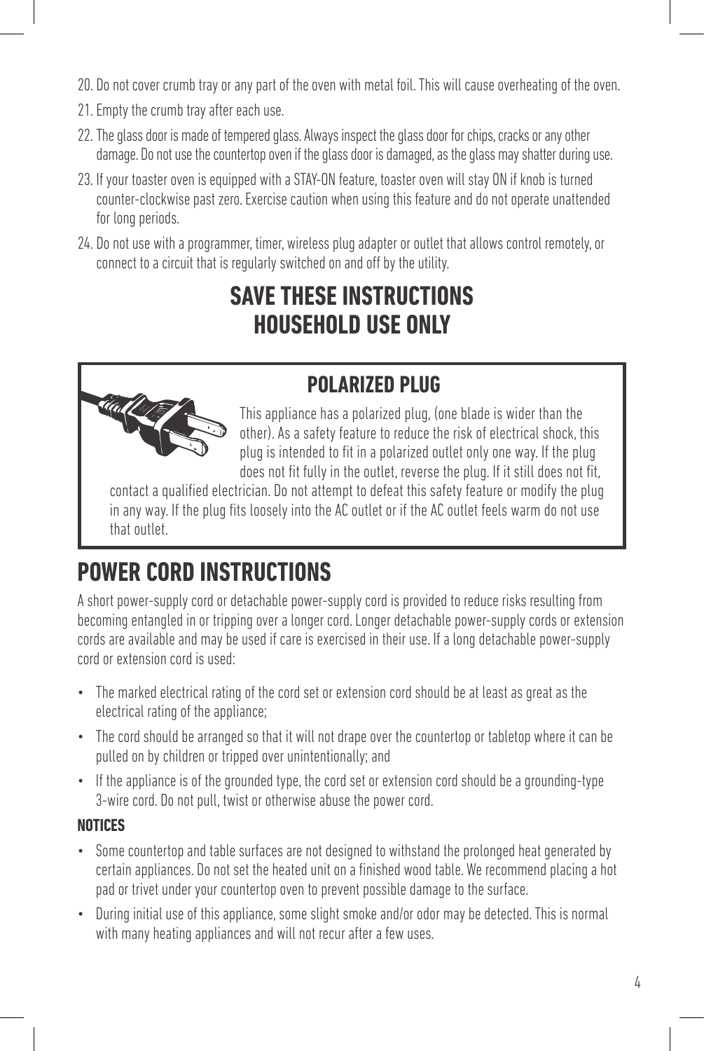20. Do not cover crumb tray or any part of the oven with metal foil. This will cause overheating of the oven.
21. Empty the crumb tray after each use.
22. The glass door is made of tempered glass. Always inspect the glass door for chips, cracks or any other damage. Do not use the countertop oven if the glass door is damaged, as the glass may shatter during use.
23. If your toaster oven is equipped with a STAY-ON feature, toaster oven will stay ON if knob is turned counter-clockwise past zero. Exercise caution when using this feature and do not operate unattended for long periods.
24. Do not use with a programmer, timer, wireless plug adapter or outlet that allows control remotely, or connect to a circuit that is regularly switched on and off by the utility.

## SAVE THESE INSTRUCTIONS
## HOUSEHOLD USE ONLY

### POLARIZED PLUG

This appliance has a polarized plug, (one blade is wider than the other). As a safety feature to reduce the risk of electrical shock, this plug is intended to fit in a polarized outlet only one way. If the plug does not fit fully in the outlet, reverse the plug. If it still does not fit, contact a qualified electrician. Do not attempt to defeat this safety feature or modify the plug in any way. If the plug fits loosely into the AC outlet or if the AC outlet feels warm do not use that outlet.

## POWER CORD INSTRUCTIONS

A short power-supply cord or detachable power-supply cord is provided to reduce risks resulting from becoming entangled in or tripping over a longer cord. Longer detachable power-supply cords or extension cords are available and may be used if care is exercised in their use. If a long detachable power-supply cord or extension cord is used:

- The marked electrical rating of the cord set or extension cord should be at least as great as the electrical rating of the appliance;
- The cord should be arranged so that it will not drape over the countertop or tabletop where it can be pulled on by children or tripped over unintentionally; and
- If the appliance is of the grounded type, the cord set or extension cord should be a grounding-type 3-wire cord. Do not pull, twist or otherwise abuse the power cord.

### NOTICES

- Some countertop and table surfaces are not designed to withstand the prolonged heat generated by certain appliances. Do not set the heated unit on a finished wood table. We recommend placing a hot pad or trivet under your countertop oven to prevent possible damage to the surface.
- During initial use of this appliance, some slight smoke and/or odor may be detected. This is normal with many heating appliances and will not recur after a few uses.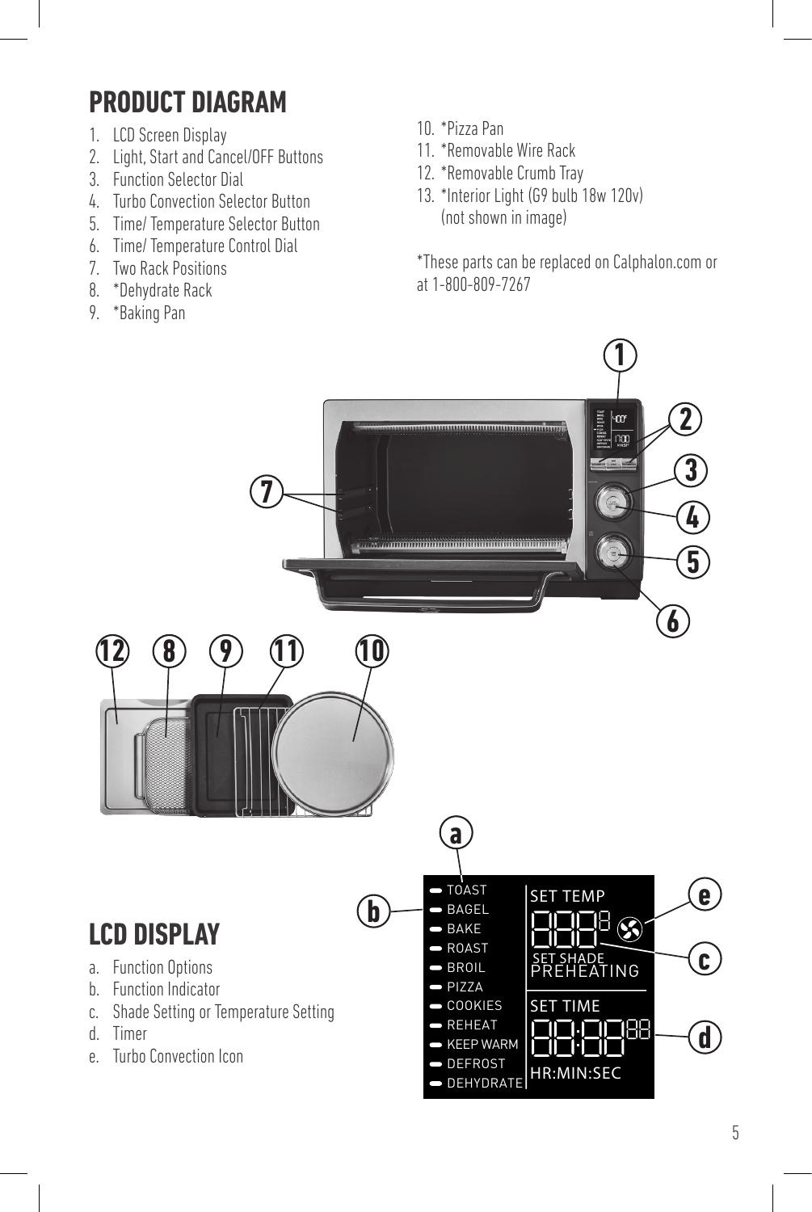# PRODUCT DIAGRAM

1. LCD Screen Display
2. Light, Start and Cancel/OFF Buttons
3. Function Selector Dial
4. Turbo Convection Selector Button
5. Time/ Temperature Selector Button
6. Time/ Temperature Control Dial
7. Two Rack Positions
8. *Dehydrate Rack
9. *Baking Pan
10. *Pizza Pan
11. *Removable Wire Rack
12. *Removable Crumb Tray
13. *Interior Light (G9 bulb 18w 120v) (not shown in image)

*These parts can be replaced on Calphalon.com or at 1-800-809-7267

# LCD DISPLAY

a. Function Options
b. Function Indicator
c. Shade Setting or Temperature Setting
d. Timer
e. Turbo Convection Icon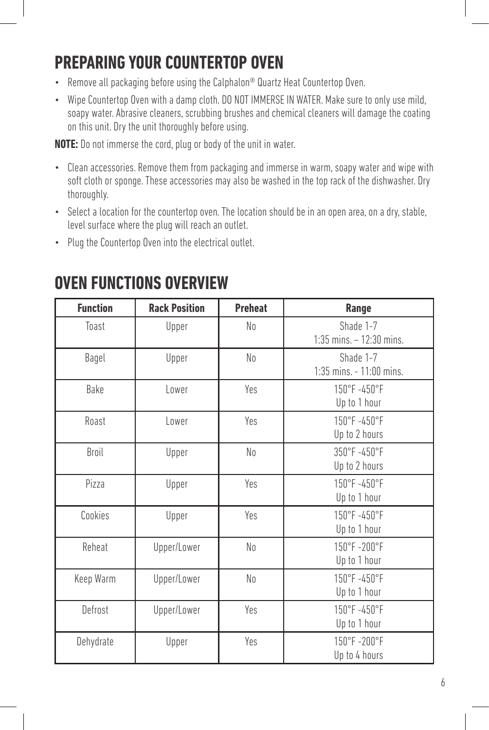## PREPARING YOUR COUNTERTOP OVEN

- Remove all packaging before using the Calphalon® Quartz Heat Countertop Oven.
- Wipe Countertop Oven with a damp cloth. DO NOT IMMERSE IN WATER. Make sure to only use mild, soapy water. Abrasive cleaners, scrubbing brushes and chemical cleaners will damage the coating on this unit. Dry the unit thoroughly before using.

**NOTE:** Do not immerse the cord, plug or body of the unit in water.

- Clean accessories. Remove them from packaging and immerse in warm, soapy water and wipe with soft cloth or sponge. These accessories may also be washed in the top rack of the dishwasher. Dry thoroughly.
- Select a location for the countertop oven. The location should be in an open area, on a dry, stable, level surface where the plug will reach an outlet.
- Plug the Countertop Oven into the electrical outlet.

## OVEN FUNCTIONS OVERVIEW

| Function | Rack Position | Preheat | Range |
|---|---|---|---|
| Toast | Upper | No | Shade 1-7<br>1:35 mins. – 12:30 mins. |
| Bagel | Upper | No | Shade 1-7<br>1:35 mins. - 11:00 mins. |
| Bake | Lower | Yes | 150°F -450°F<br>Up to 1 hour |
| Roast | Lower | Yes | 150°F -450°F<br>Up to 2 hours |
| Broil | Upper | No | 350°F -450°F<br>Up to 2 hours |
| Pizza | Upper | Yes | 150°F -450°F<br>Up to 1 hour |
| Cookies | Upper | Yes | 150°F -450°F<br>Up to 1 hour |
| Reheat | Upper/Lower | No | 150°F -200°F<br>Up to 1 hour |
| Keep Warm | Upper/Lower | No | 150°F -450°F<br>Up to 1 hour |
| Defrost | Upper/Lower | Yes | 150°F -450°F<br>Up to 1 hour |
| Dehydrate | Upper | Yes | 150°F -200°F<br>Up to 4 hours |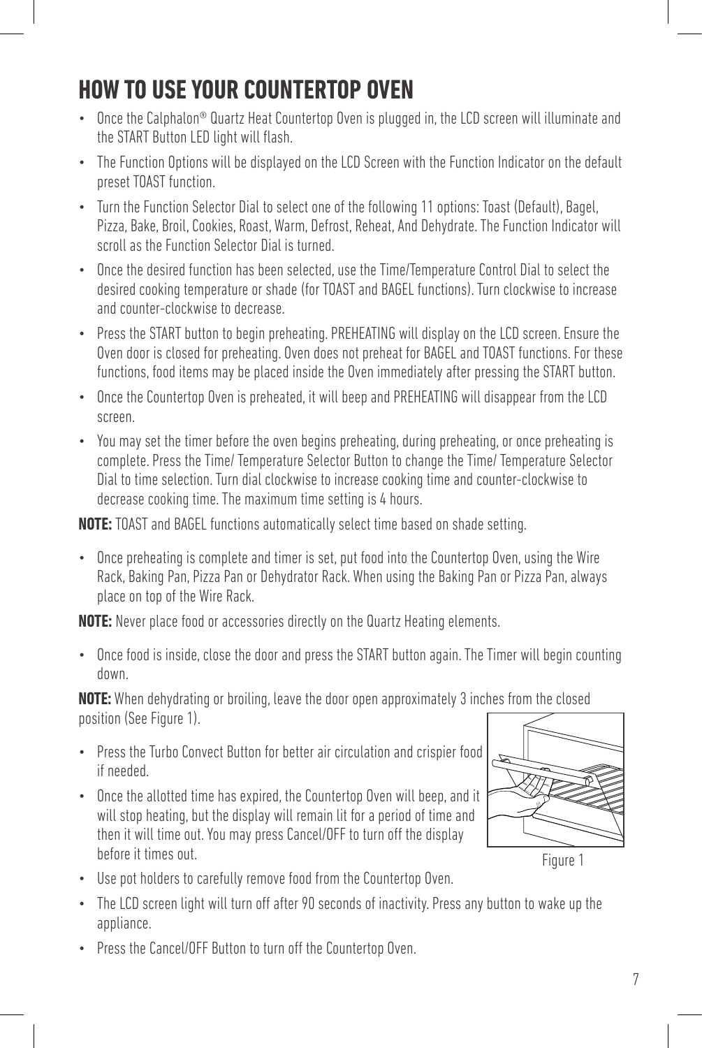# HOW TO USE YOUR COUNTERTOP OVEN

- Once the Calphalon® Quartz Heat Countertop Oven is plugged in, the LCD screen will illuminate and the START Button LED light will flash.
- The Function Options will be displayed on the LCD Screen with the Function Indicator on the default preset TOAST function.
- Turn the Function Selector Dial to select one of the following 11 options: Toast (Default), Bagel, Pizza, Bake, Broil, Cookies, Roast, Warm, Defrost, Reheat, And Dehydrate. The Function Indicator will scroll as the Function Selector Dial is turned.
- Once the desired function has been selected, use the Time/Temperature Control Dial to select the desired cooking temperature or shade (for TOAST and BAGEL functions). Turn clockwise to increase and counter-clockwise to decrease.
- Press the START button to begin preheating. PREHEATING will display on the LCD screen. Ensure the Oven door is closed for preheating. Oven does not preheat for BAGEL and TOAST functions. For these functions, food items may be placed inside the Oven immediately after pressing the START button.
- Once the Countertop Oven is preheated, it will beep and PREHEATING will disappear from the LCD screen.
- You may set the timer before the oven begins preheating, during preheating, or once preheating is complete. Press the Time/ Temperature Selector Button to change the Time/ Temperature Selector Dial to time selection. Turn dial clockwise to increase cooking time and counter-clockwise to decrease cooking time. The maximum time setting is 4 hours.

**NOTE:** TOAST and BAGEL functions automatically select time based on shade setting.

- Once preheating is complete and timer is set, put food into the Countertop Oven, using the Wire Rack, Baking Pan, Pizza Pan or Dehydrator Rack. When using the Baking Pan or Pizza Pan, always place on top of the Wire Rack.

**NOTE:** Never place food or accessories directly on the Quartz Heating elements.

- Once food is inside, close the door and press the START button again. The Timer will begin counting down.

**NOTE:** When dehydrating or broiling, leave the door open approximately 3 inches from the closed position (See Figure 1).

- Press the Turbo Convect Button for better air circulation and crispier food if needed.
- Once the allotted time has expired, the Countertop Oven will beep, and it will stop heating, but the display will remain lit for a period of time and then it will time out. You may press Cancel/OFF to turn off the display before it times out.

Figure 1

- Use pot holders to carefully remove food from the Countertop Oven.
- The LCD screen light will turn off after 90 seconds of inactivity. Press any button to wake up the appliance.
- Press the Cancel/OFF Button to turn off the Countertop Oven.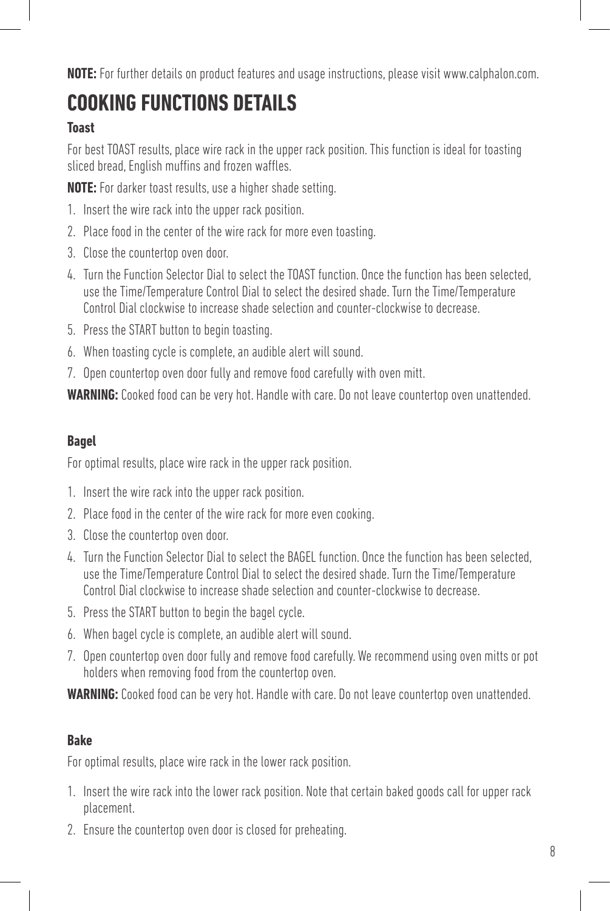**NOTE:** For further details on product features and usage instructions, please visit www.calphalon.com.

# COOKING FUNCTIONS DETAILS

### Toast

For best TOAST results, place wire rack in the upper rack position. This function is ideal for toasting sliced bread, English muffins and frozen waffles.

**NOTE:** For darker toast results, use a higher shade setting.

1. Insert the wire rack into the upper rack position.
2. Place food in the center of the wire rack for more even toasting.
3. Close the countertop oven door.
4. Turn the Function Selector Dial to select the TOAST function. Once the function has been selected, use the Time/Temperature Control Dial to select the desired shade. Turn the Time/Temperature Control Dial clockwise to increase shade selection and counter-clockwise to decrease.
5. Press the START button to begin toasting.
6. When toasting cycle is complete, an audible alert will sound.
7. Open countertop oven door fully and remove food carefully with oven mitt.

**WARNING:** Cooked food can be very hot. Handle with care. Do not leave countertop oven unattended.

### Bagel

For optimal results, place wire rack in the upper rack position.

1. Insert the wire rack into the upper rack position.
2. Place food in the center of the wire rack for more even cooking.
3. Close the countertop oven door.
4. Turn the Function Selector Dial to select the BAGEL function. Once the function has been selected, use the Time/Temperature Control Dial to select the desired shade. Turn the Time/Temperature Control Dial clockwise to increase shade selection and counter-clockwise to decrease.
5. Press the START button to begin the bagel cycle.
6. When bagel cycle is complete, an audible alert will sound.
7. Open countertop oven door fully and remove food carefully. We recommend using oven mitts or pot holders when removing food from the countertop oven.

**WARNING:** Cooked food can be very hot. Handle with care. Do not leave countertop oven unattended.

### Bake

For optimal results, place wire rack in the lower rack position.

1. Insert the wire rack into the lower rack position. Note that certain baked goods call for upper rack placement.
2. Ensure the countertop oven door is closed for preheating.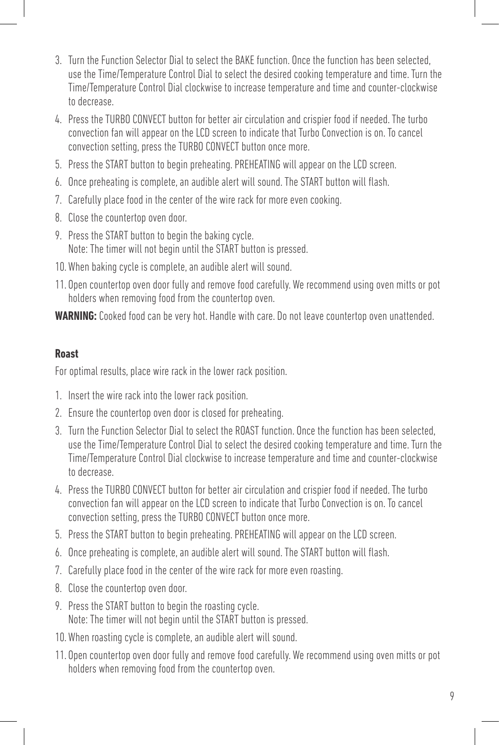3. Turn the Function Selector Dial to select the BAKE function. Once the function has been selected, use the Time/Temperature Control Dial to select the desired cooking temperature and time. Turn the Time/Temperature Control Dial clockwise to increase temperature and time and counter-clockwise to decrease.
4. Press the TURBO CONVECT button for better air circulation and crispier food if needed. The turbo convection fan will appear on the LCD screen to indicate that Turbo Convection is on. To cancel convection setting, press the TURBO CONVECT button once more.
5. Press the START button to begin preheating. PREHEATING will appear on the LCD screen.
6. Once preheating is complete, an audible alert will sound. The START button will flash.
7. Carefully place food in the center of the wire rack for more even cooking.
8. Close the countertop oven door.
9. Press the START button to begin the baking cycle.
   Note: The timer will not begin until the START button is pressed.
10. When baking cycle is complete, an audible alert will sound.
11. Open countertop oven door fully and remove food carefully. We recommend using oven mitts or pot holders when removing food from the countertop oven.

**WARNING:** Cooked food can be very hot. Handle with care. Do not leave countertop oven unattended.

### Roast

For optimal results, place wire rack in the lower rack position.

1. Insert the wire rack into the lower rack position.
2. Ensure the countertop oven door is closed for preheating.
3. Turn the Function Selector Dial to select the ROAST function. Once the function has been selected, use the Time/Temperature Control Dial to select the desired cooking temperature and time. Turn the Time/Temperature Control Dial clockwise to increase temperature and time and counter-clockwise to decrease.
4. Press the TURBO CONVECT button for better air circulation and crispier food if needed. The turbo convection fan will appear on the LCD screen to indicate that Turbo Convection is on. To cancel convection setting, press the TURBO CONVECT button once more.
5. Press the START button to begin preheating. PREHEATING will appear on the LCD screen.
6. Once preheating is complete, an audible alert will sound. The START button will flash.
7. Carefully place food in the center of the wire rack for more even roasting.
8. Close the countertop oven door.
9. Press the START button to begin the roasting cycle.
   Note: The timer will not begin until the START button is pressed.
10. When roasting cycle is complete, an audible alert will sound.
11. Open countertop oven door fully and remove food carefully. We recommend using oven mitts or pot holders when removing food from the countertop oven.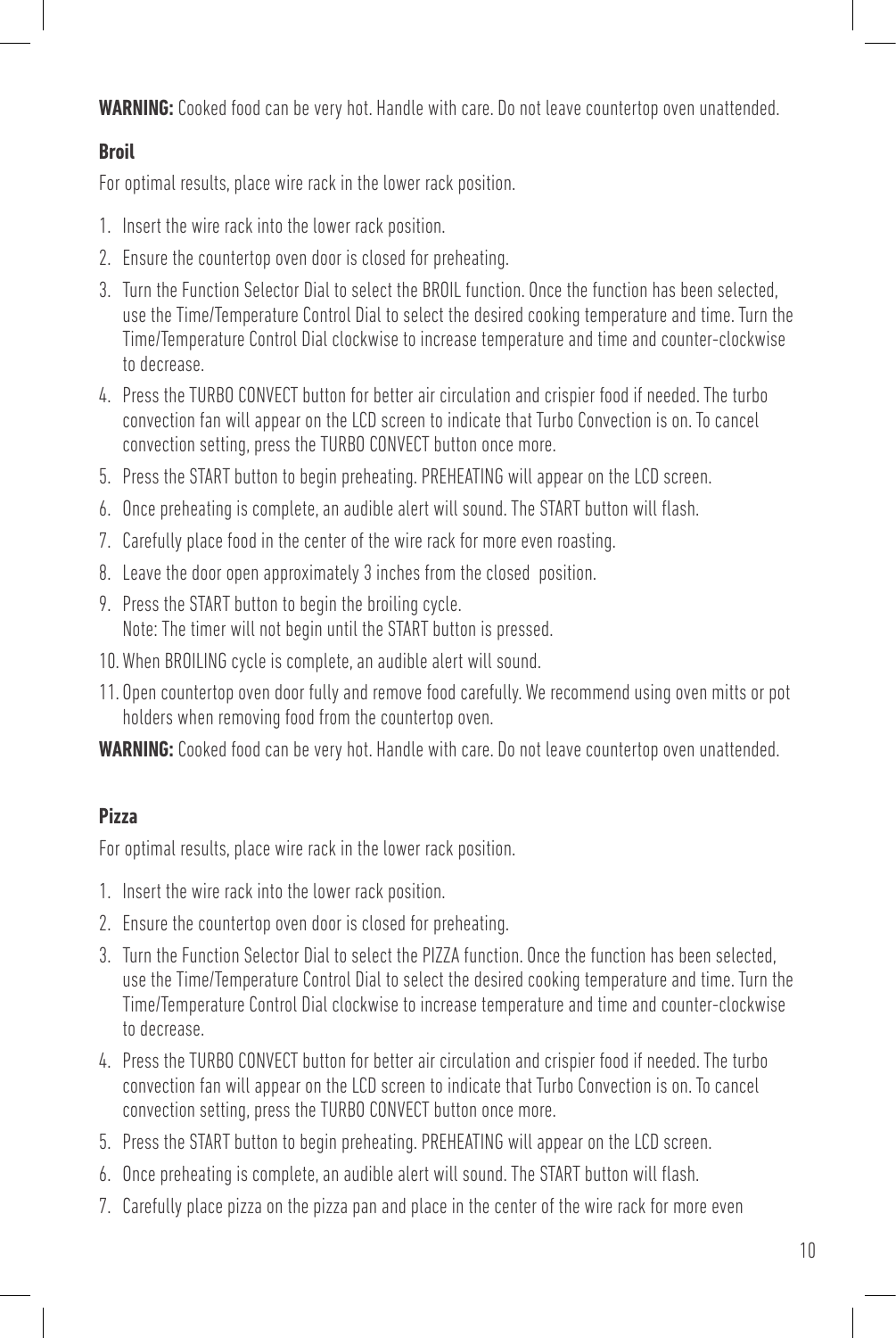**WARNING:** Cooked food can be very hot. Handle with care. Do not leave countertop oven unattended.

**Broil**

For optimal results, place wire rack in the lower rack position.

1. Insert the wire rack into the lower rack position.
2. Ensure the countertop oven door is closed for preheating.
3. Turn the Function Selector Dial to select the BROIL function. Once the function has been selected, use the Time/Temperature Control Dial to select the desired cooking temperature and time. Turn the Time/Temperature Control Dial clockwise to increase temperature and time and counter-clockwise to decrease.
4. Press the TURBO CONVECT button for better air circulation and crispier food if needed. The turbo convection fan will appear on the LCD screen to indicate that Turbo Convection is on. To cancel convection setting, press the TURBO CONVECT button once more.
5. Press the START button to begin preheating. PREHEATING will appear on the LCD screen.
6. Once preheating is complete, an audible alert will sound. The START button will flash.
7. Carefully place food in the center of the wire rack for more even roasting.
8. Leave the door open approximately 3 inches from the closed position.
9. Press the START button to begin the broiling cycle.
   Note: The timer will not begin until the START button is pressed.
10. When BROILING cycle is complete, an audible alert will sound.
11. Open countertop oven door fully and remove food carefully. We recommend using oven mitts or pot holders when removing food from the countertop oven.

**WARNING:** Cooked food can be very hot. Handle with care. Do not leave countertop oven unattended.

**Pizza**

For optimal results, place wire rack in the lower rack position.

1. Insert the wire rack into the lower rack position.
2. Ensure the countertop oven door is closed for preheating.
3. Turn the Function Selector Dial to select the PIZZA function. Once the function has been selected, use the Time/Temperature Control Dial to select the desired cooking temperature and time. Turn the Time/Temperature Control Dial clockwise to increase temperature and time and counter-clockwise to decrease.
4. Press the TURBO CONVECT button for better air circulation and crispier food if needed. The turbo convection fan will appear on the LCD screen to indicate that Turbo Convection is on. To cancel convection setting, press the TURBO CONVECT button once more.
5. Press the START button to begin preheating. PREHEATING will appear on the LCD screen.
6. Once preheating is complete, an audible alert will sound. The START button will flash.
7. Carefully place pizza on the pizza pan and place in the center of the wire rack for more even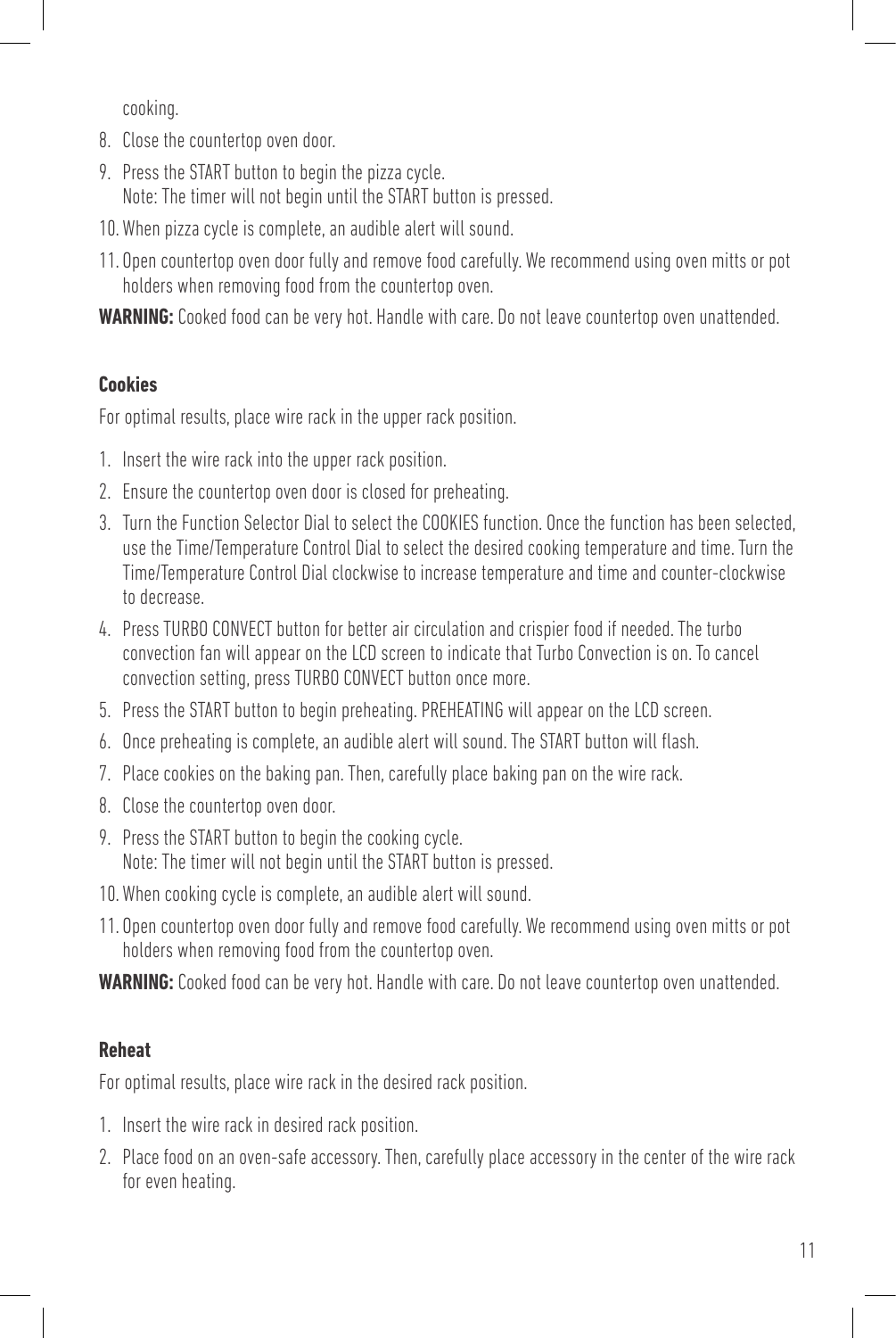cooking.

8. Close the countertop oven door.
9. Press the START button to begin the pizza cycle.
   Note: The timer will not begin until the START button is pressed.
10. When pizza cycle is complete, an audible alert will sound.
11. Open countertop oven door fully and remove food carefully. We recommend using oven mitts or pot holders when removing food from the countertop oven.

**WARNING:** Cooked food can be very hot. Handle with care. Do not leave countertop oven unattended.

### Cookies

For optimal results, place wire rack in the upper rack position.

1. Insert the wire rack into the upper rack position.
2. Ensure the countertop oven door is closed for preheating.
3. Turn the Function Selector Dial to select the COOKIES function. Once the function has been selected, use the Time/Temperature Control Dial to select the desired cooking temperature and time. Turn the Time/Temperature Control Dial clockwise to increase temperature and time and counter-clockwise to decrease.
4. Press TURBO CONVECT button for better air circulation and crispier food if needed. The turbo convection fan will appear on the LCD screen to indicate that Turbo Convection is on. To cancel convection setting, press TURBO CONVECT button once more.
5. Press the START button to begin preheating. PREHEATING will appear on the LCD screen.
6. Once preheating is complete, an audible alert will sound. The START button will flash.
7. Place cookies on the baking pan. Then, carefully place baking pan on the wire rack.
8. Close the countertop oven door.
9. Press the START button to begin the cooking cycle.
   Note: The timer will not begin until the START button is pressed.
10. When cooking cycle is complete, an audible alert will sound.
11. Open countertop oven door fully and remove food carefully. We recommend using oven mitts or pot holders when removing food from the countertop oven.

**WARNING:** Cooked food can be very hot. Handle with care. Do not leave countertop oven unattended.

### Reheat

For optimal results, place wire rack in the desired rack position.

1. Insert the wire rack in desired rack position.
2. Place food on an oven-safe accessory. Then, carefully place accessory in the center of the wire rack for even heating.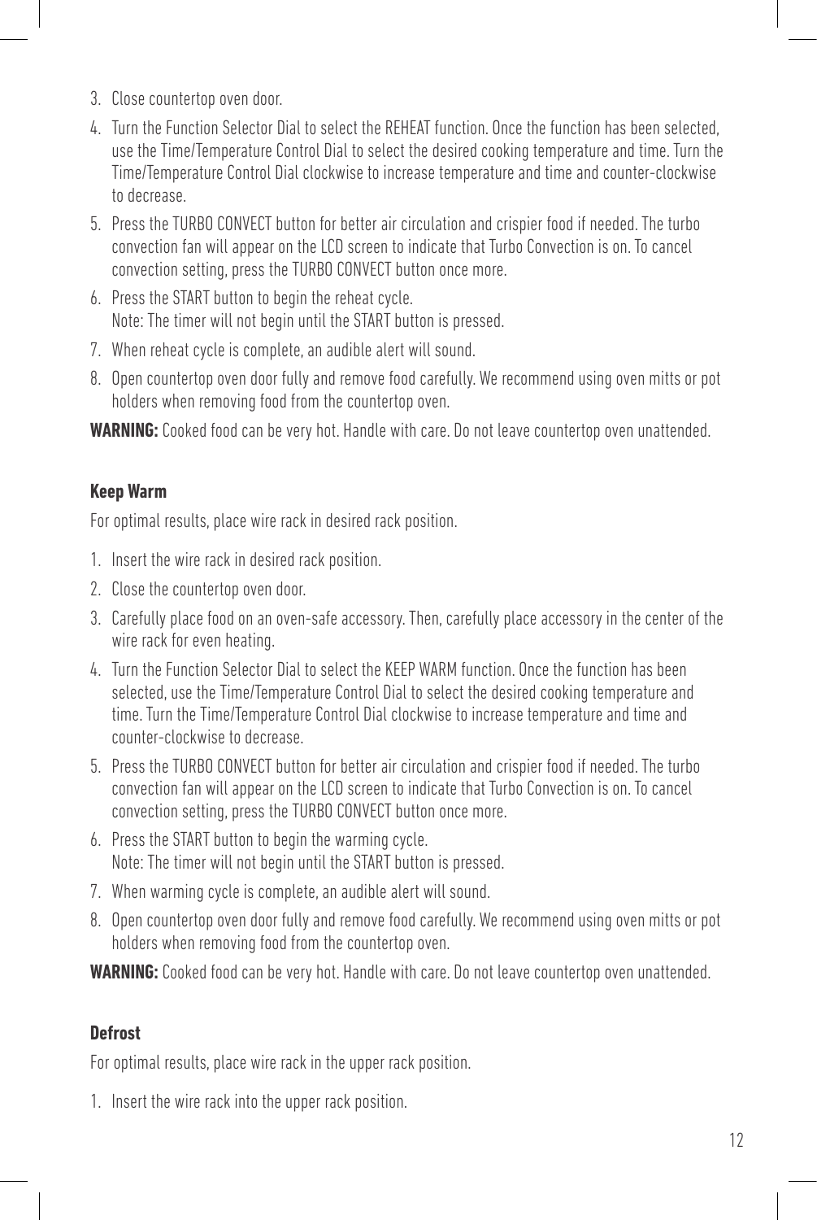3. Close countertop oven door.
4. Turn the Function Selector Dial to select the REHEAT function. Once the function has been selected, use the Time/Temperature Control Dial to select the desired cooking temperature and time. Turn the Time/Temperature Control Dial clockwise to increase temperature and time and counter-clockwise to decrease.
5. Press the TURBO CONVECT button for better air circulation and crispier food if needed. The turbo convection fan will appear on the LCD screen to indicate that Turbo Convection is on. To cancel convection setting, press the TURBO CONVECT button once more.
6. Press the START button to begin the reheat cycle.
   Note: The timer will not begin until the START button is pressed.
7. When reheat cycle is complete, an audible alert will sound.
8. Open countertop oven door fully and remove food carefully. We recommend using oven mitts or pot holders when removing food from the countertop oven.

**WARNING:** Cooked food can be very hot. Handle with care. Do not leave countertop oven unattended.

### Keep Warm

For optimal results, place wire rack in desired rack position.

1. Insert the wire rack in desired rack position.
2. Close the countertop oven door.
3. Carefully place food on an oven-safe accessory. Then, carefully place accessory in the center of the wire rack for even heating.
4. Turn the Function Selector Dial to select the KEEP WARM function. Once the function has been selected, use the Time/Temperature Control Dial to select the desired cooking temperature and time. Turn the Time/Temperature Control Dial clockwise to increase temperature and time and counter-clockwise to decrease.
5. Press the TURBO CONVECT button for better air circulation and crispier food if needed. The turbo convection fan will appear on the LCD screen to indicate that Turbo Convection is on. To cancel convection setting, press the TURBO CONVECT button once more.
6. Press the START button to begin the warming cycle.
   Note: The timer will not begin until the START button is pressed.
7. When warming cycle is complete, an audible alert will sound.
8. Open countertop oven door fully and remove food carefully. We recommend using oven mitts or pot holders when removing food from the countertop oven.

**WARNING:** Cooked food can be very hot. Handle with care. Do not leave countertop oven unattended.

### Defrost

For optimal results, place wire rack in the upper rack position.

1. Insert the wire rack into the upper rack position.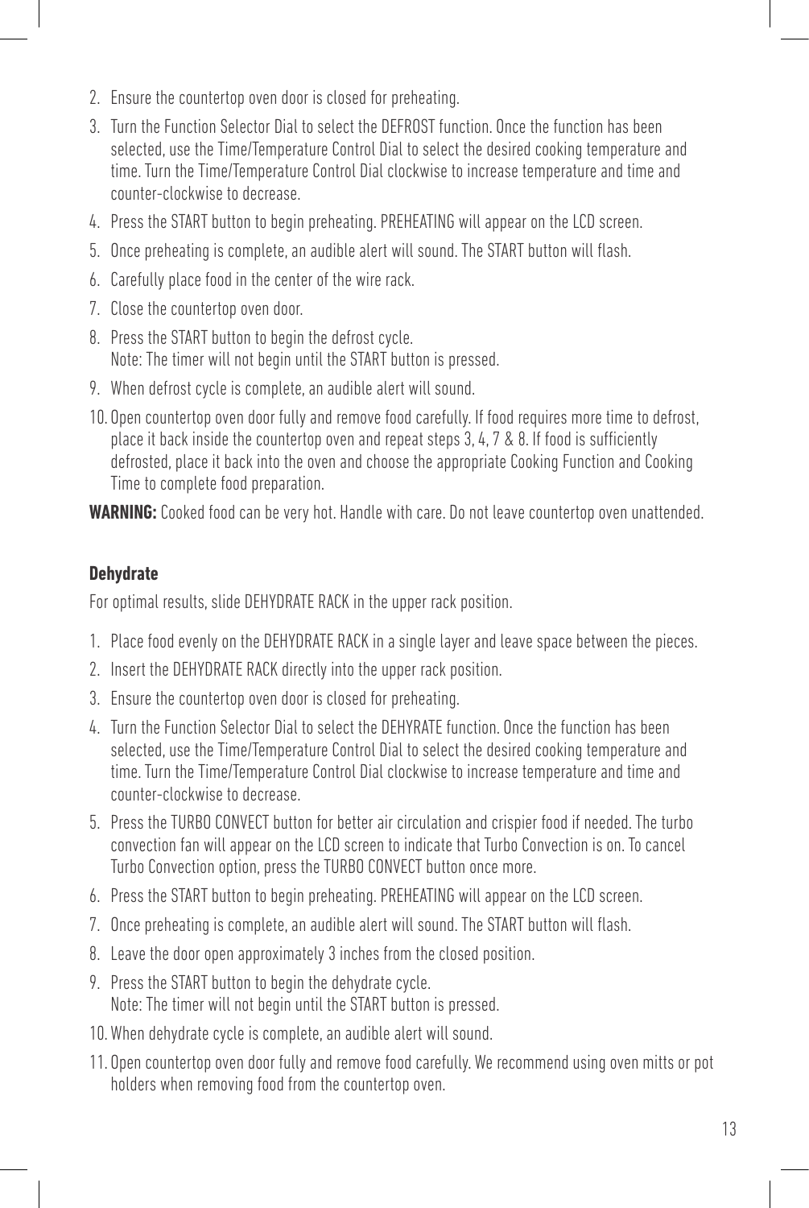2. Ensure the countertop oven door is closed for preheating.
3. Turn the Function Selector Dial to select the DEFROST function. Once the function has been selected, use the Time/Temperature Control Dial to select the desired cooking temperature and time. Turn the Time/Temperature Control Dial clockwise to increase temperature and time and counter-clockwise to decrease.
4. Press the START button to begin preheating. PREHEATING will appear on the LCD screen.
5. Once preheating is complete, an audible alert will sound. The START button will flash.
6. Carefully place food in the center of the wire rack.
7. Close the countertop oven door.
8. Press the START button to begin the defrost cycle.
   Note: The timer will not begin until the START button is pressed.
9. When defrost cycle is complete, an audible alert will sound.
10. Open countertop oven door fully and remove food carefully. If food requires more time to defrost, place it back inside the countertop oven and repeat steps 3, 4, 7 & 8. If food is sufficiently defrosted, place it back into the oven and choose the appropriate Cooking Function and Cooking Time to complete food preparation.

**WARNING:** Cooked food can be very hot. Handle with care. Do not leave countertop oven unattended.

### Dehydrate

For optimal results, slide DEHYDRATE RACK in the upper rack position.

1. Place food evenly on the DEHYDRATE RACK in a single layer and leave space between the pieces.
2. Insert the DEHYDRATE RACK directly into the upper rack position.
3. Ensure the countertop oven door is closed for preheating.
4. Turn the Function Selector Dial to select the DEHYRATE function. Once the function has been selected, use the Time/Temperature Control Dial to select the desired cooking temperature and time. Turn the Time/Temperature Control Dial clockwise to increase temperature and time and counter-clockwise to decrease.
5. Press the TURBO CONVECT button for better air circulation and crispier food if needed. The turbo convection fan will appear on the LCD screen to indicate that Turbo Convection is on. To cancel Turbo Convection option, press the TURBO CONVECT button once more.
6. Press the START button to begin preheating. PREHEATING will appear on the LCD screen.
7. Once preheating is complete, an audible alert will sound. The START button will flash.
8. Leave the door open approximately 3 inches from the closed position.
9. Press the START button to begin the dehydrate cycle.
   Note: The timer will not begin until the START button is pressed.
10. When dehydrate cycle is complete, an audible alert will sound.
11. Open countertop oven door fully and remove food carefully. We recommend using oven mitts or pot holders when removing food from the countertop oven.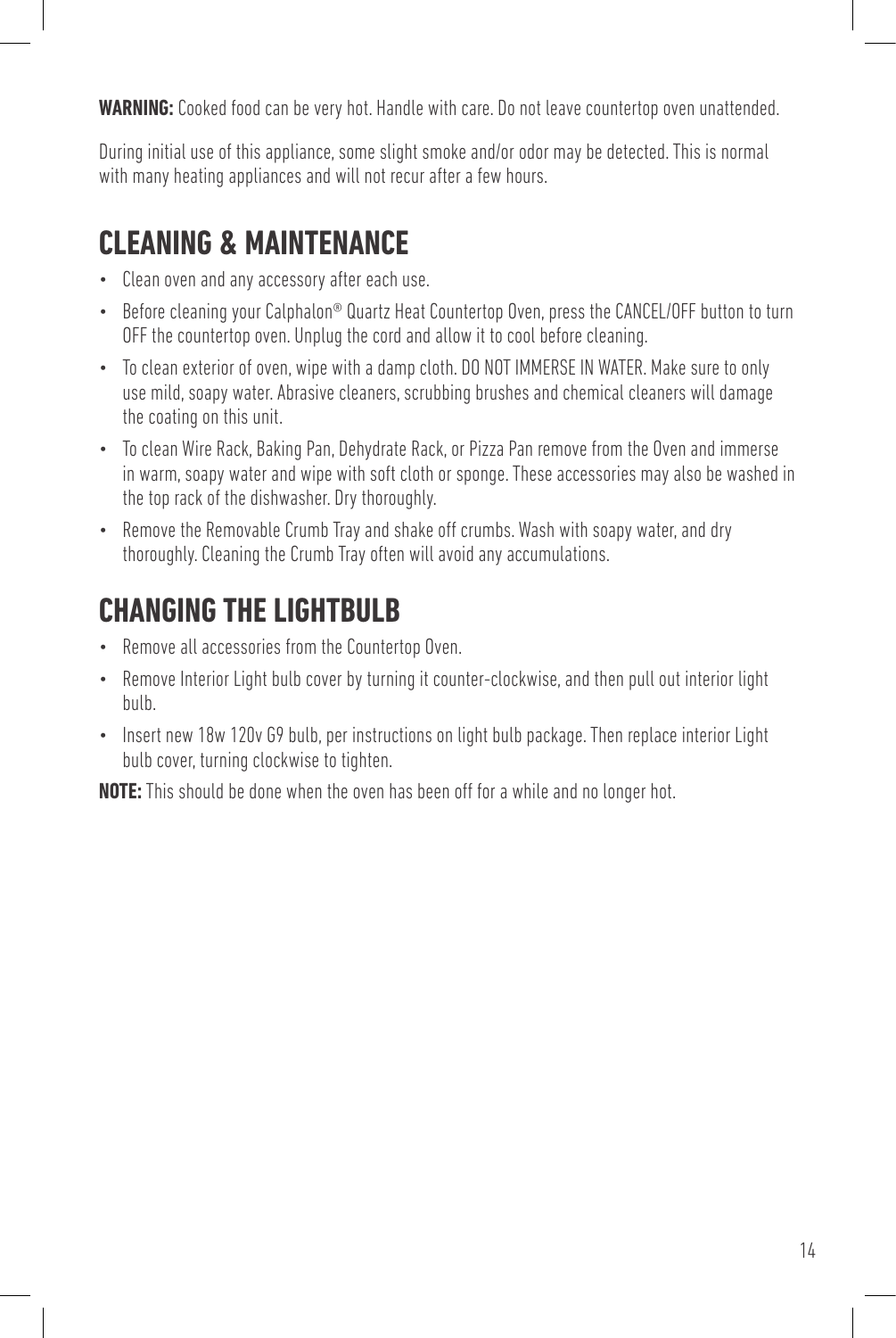**WARNING:** Cooked food can be very hot. Handle with care. Do not leave countertop oven unattended.

During initial use of this appliance, some slight smoke and/or odor may be detected. This is normal with many heating appliances and will not recur after a few hours.

## CLEANING & MAINTENANCE

- Clean oven and any accessory after each use.
- Before cleaning your Calphalon® Quartz Heat Countertop Oven, press the CANCEL/OFF button to turn OFF the countertop oven. Unplug the cord and allow it to cool before cleaning.
- To clean exterior of oven, wipe with a damp cloth. DO NOT IMMERSE IN WATER. Make sure to only use mild, soapy water. Abrasive cleaners, scrubbing brushes and chemical cleaners will damage the coating on this unit.
- To clean Wire Rack, Baking Pan, Dehydrate Rack, or Pizza Pan remove from the Oven and immerse in warm, soapy water and wipe with soft cloth or sponge. These accessories may also be washed in the top rack of the dishwasher. Dry thoroughly.
- Remove the Removable Crumb Tray and shake off crumbs. Wash with soapy water, and dry thoroughly. Cleaning the Crumb Tray often will avoid any accumulations.

## CHANGING THE LIGHTBULB

- Remove all accessories from the Countertop Oven.
- Remove Interior Light bulb cover by turning it counter-clockwise, and then pull out interior light bulb.
- Insert new 18w 120v G9 bulb, per instructions on light bulb package. Then replace interior Light bulb cover, turning clockwise to tighten.

**NOTE:** This should be done when the oven has been off for a while and no longer hot.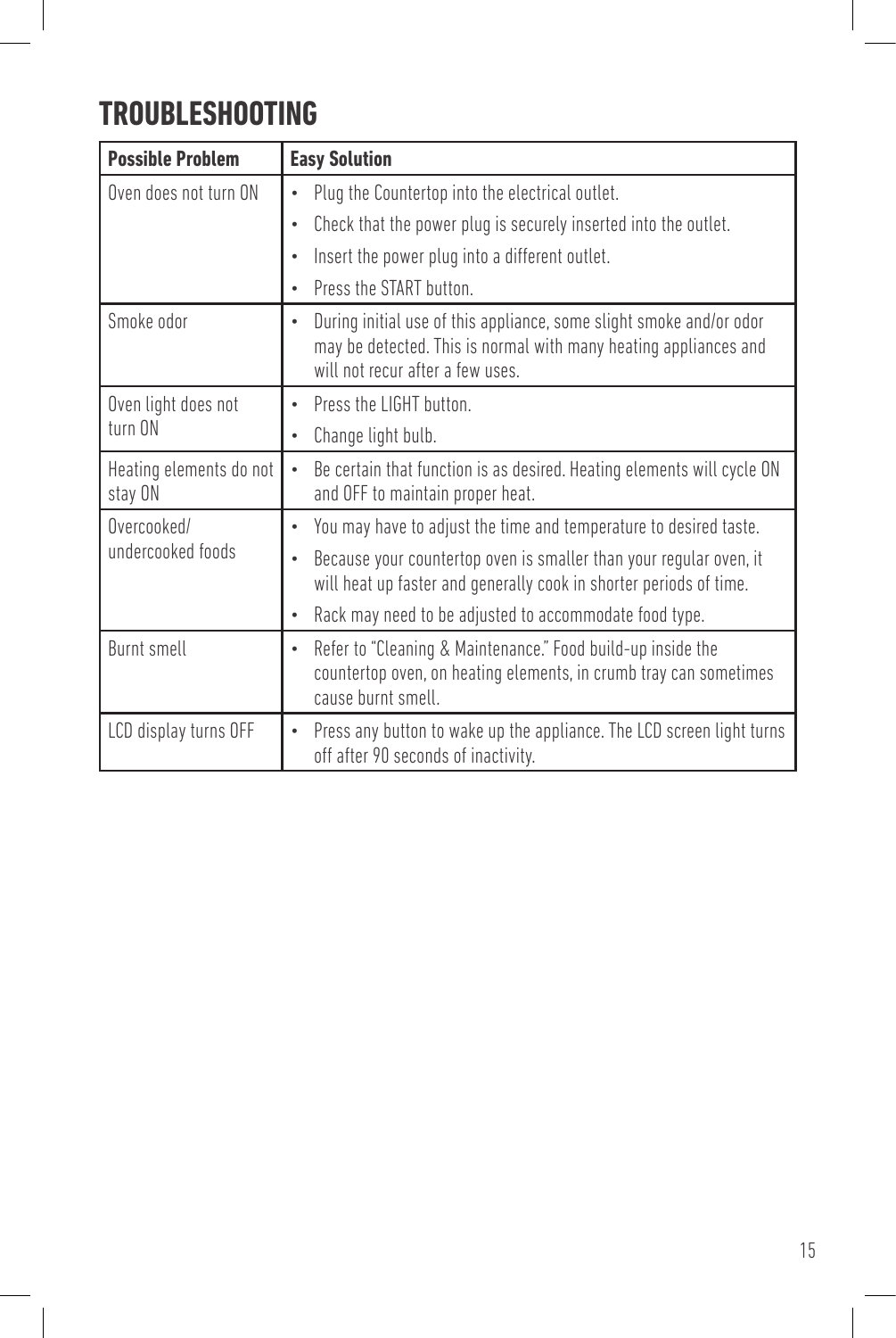# TROUBLESHOOTING

| Possible Problem | Easy Solution |
|---|---|
| Oven does not turn ON | • Plug the Countertop into the electrical outlet.<br>• Check that the power plug is securely inserted into the outlet.<br>• Insert the power plug into a different outlet.<br>• Press the START button. |
| Smoke odor | • During initial use of this appliance, some slight smoke and/or odor may be detected. This is normal with many heating appliances and will not recur after a few uses. |
| Oven light does not turn ON | • Press the LIGHT button.<br>• Change light bulb. |
| Heating elements do not stay ON | • Be certain that function is as desired. Heating elements will cycle ON and OFF to maintain proper heat. |
| Overcooked/ undercooked foods | • You may have to adjust the time and temperature to desired taste.<br>• Because your countertop oven is smaller than your regular oven, it will heat up faster and generally cook in shorter periods of time.<br>• Rack may need to be adjusted to accommodate food type. |
| Burnt smell | • Refer to "Cleaning & Maintenance." Food build-up inside the countertop oven, on heating elements, in crumb tray can sometimes cause burnt smell. |
| LCD display turns OFF | • Press any button to wake up the appliance. The LCD screen light turns off after 90 seconds of inactivity. |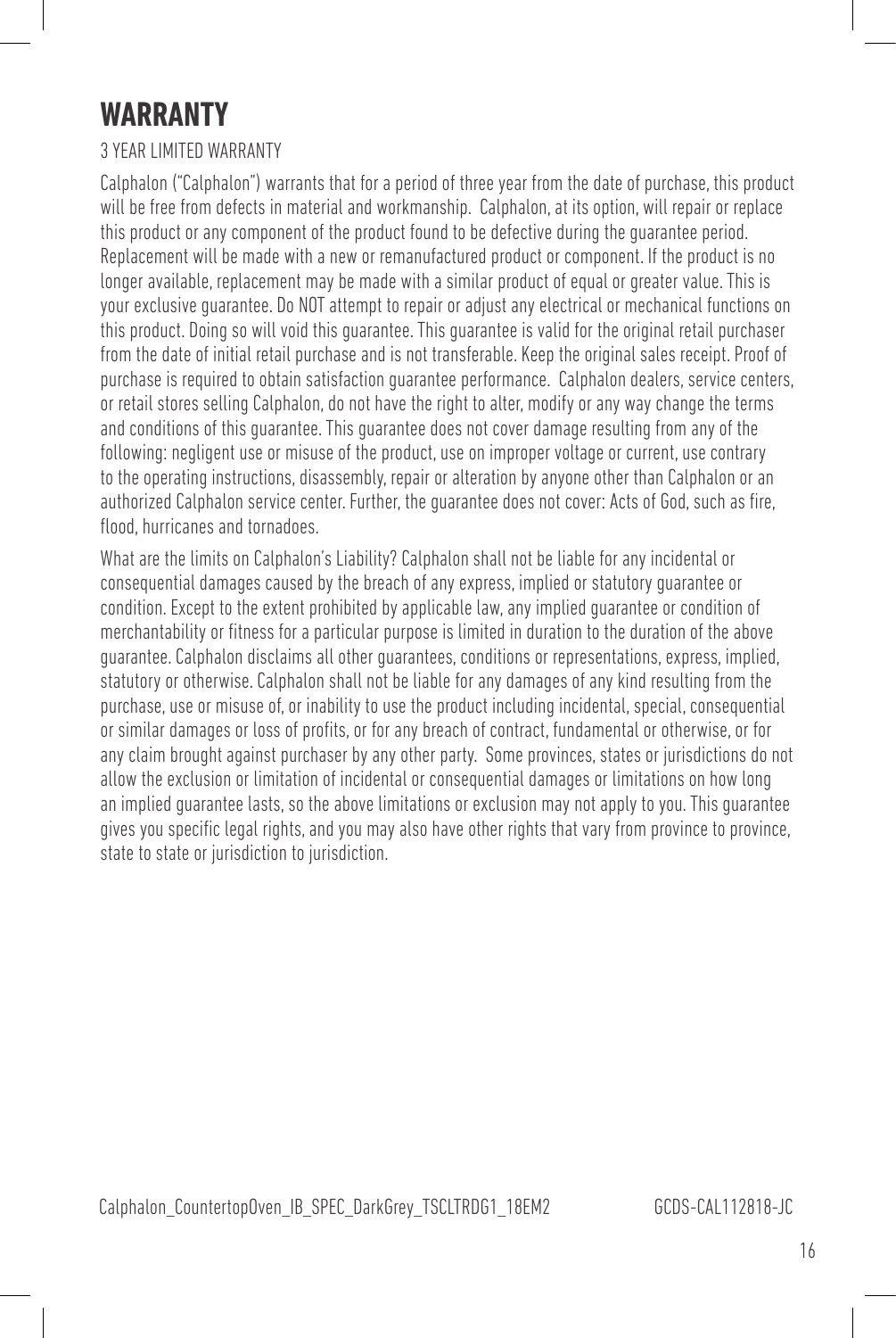# WARRANTY

3 YEAR LIMITED WARRANTY

Calphalon ("Calphalon") warrants that for a period of three year from the date of purchase, this product will be free from defects in material and workmanship. Calphalon, at its option, will repair or replace this product or any component of the product found to be defective during the guarantee period. Replacement will be made with a new or remanufactured product or component. If the product is no longer available, replacement may be made with a similar product of equal or greater value. This is your exclusive guarantee. Do NOT attempt to repair or adjust any electrical or mechanical functions on this product. Doing so will void this guarantee. This guarantee is valid for the original retail purchaser from the date of initial retail purchase and is not transferable. Keep the original sales receipt. Proof of purchase is required to obtain satisfaction guarantee performance. Calphalon dealers, service centers, or retail stores selling Calphalon, do not have the right to alter, modify or any way change the terms and conditions of this guarantee. This guarantee does not cover damage resulting from any of the following: negligent use or misuse of the product, use on improper voltage or current, use contrary to the operating instructions, disassembly, repair or alteration by anyone other than Calphalon or an authorized Calphalon service center. Further, the guarantee does not cover: Acts of God, such as fire, flood, hurricanes and tornadoes.

What are the limits on Calphalon's Liability? Calphalon shall not be liable for any incidental or consequential damages caused by the breach of any express, implied or statutory guarantee or condition. Except to the extent prohibited by applicable law, any implied guarantee or condition of merchantability or fitness for a particular purpose is limited in duration to the duration of the above guarantee. Calphalon disclaims all other guarantees, conditions or representations, express, implied, statutory or otherwise. Calphalon shall not be liable for any damages of any kind resulting from the purchase, use or misuse of, or inability to use the product including incidental, special, consequential or similar damages or loss of profits, or for any breach of contract, fundamental or otherwise, or for any claim brought against purchaser by any other party. Some provinces, states or jurisdictions do not allow the exclusion or limitation of incidental or consequential damages or limitations on how long an implied guarantee lasts, so the above limitations or exclusion may not apply to you. This guarantee gives you specific legal rights, and you may also have other rights that vary from province to province, state to state or jurisdiction to jurisdiction.

Calphalon_CountertopOven_IB_SPEC_DarkGrey_TSCLTRDG1_18EM2 GCDS-CAL112818-JC